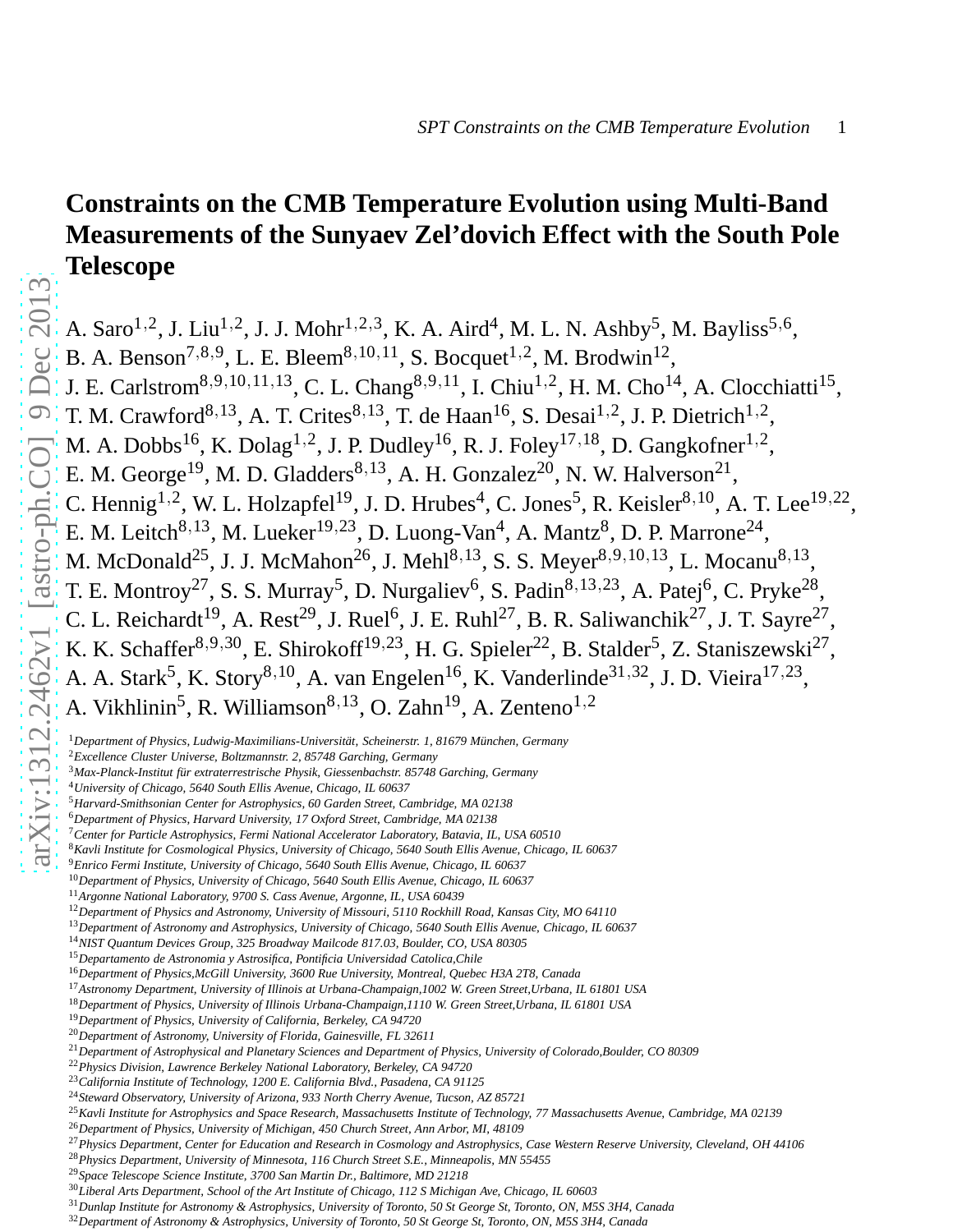# Constraints on the CMB Temperature Evolution using Multi-Band Measurements of the Sunyaev Zel'dovich Effect with the South Pole Telescope

A. Saro[1,2], J. Liu[1,2], J. J. Mohr[1,2,3], K. A. Aird[4], M. L. N. Ashby[5], M. Bayliss[5,6], B. A. Benson[7,8,9], L. E. Bleem[8,10,11], S. Bocquet[1,2], M. Brodwin[12], J. E. Carlstrom[8,9,10,11,13], C. L. Chang[8,9,11], I. Chiu[1,2], H. M. Cho[14], A. Clocchiatti[15], T. M. Crawford[8,13], A. T. Crites[8,13], T. de Haan[16], S. Desai[1,2], J. P. Dietrich[1,2], M. A. Dobbs[16], K. Dolag[1,2], J. P. Dudley[16], R. J. Foley[17,18], D. Gangkofner[1,2], E. M. George[19], M. D. Gladders[8,13], A. H. Gonzalez[20], N. W. Halverson[21], C. Hennig[1,2], W. L. Holzapfel[19], J. D. Hrubes[4], C. Jones[5], R. Keisler[8,10], A. T. Lee[19,22], E. M. Leitch[8,13], M. Lueker[19,23], D. Luong-Van[4], A. Mantz[8], D. P. Marrone[24], M. McDonald[25], J. J. McMahon[26], J. Mehl[8,13], S. S. Meyer[8,9,10,13], L. Mocanu[8,13], T. E. Montroy[27], S. S. Murray[5], D. Nurgaliev[6], S. Padin[8,13,23], A. Patej[6], C. Pryke[28], C. L. Reichardt[19], A. Rest[29], J. Ruel[6], J. E. Ruhl[27], B. R. Saliwanchik[27], J. T. Sayre[27], K. K. Schaffer[8,9,30], E. Shirokoff[19,23], H. G. Spieler[22], B. Stalder[5], Z. Staniszewski[27], A. A. Stark[5], K. Story[8,10], A. van Engelen[16], K. Vanderlinde[31,32], J. D. Vieira[17,23], A. Vikhlinin[5], R. Williamson[8,13], O. Zahn[19], A. Zenteno[1,2]

[1] *Department of Physics, Ludwig-Maximilians-Universität, Scheinerstr. 1, 81679 München, Germany*
[2] *Excellence Cluster Universe, Boltzmannstr. 2, 85748 Garching, Germany*
[3] *Max-Planck-Institut für extraterrestrische Physik, Giessenbachstr. 85748 Garching, Germany*
[4] *University of Chicago, 5640 South Ellis Avenue, Chicago, IL 60637*
[5] *Harvard-Smithsonian Center for Astrophysics, 60 Garden Street, Cambridge, MA 02138*
[6] *Department of Physics, Harvard University, 17 Oxford Street, Cambridge, MA 02138*
[7] *Center for Particle Astrophysics, Fermi National Accelerator Laboratory, Batavia, IL, USA 60510*
[8] *Kavli Institute for Cosmological Physics, University of Chicago, 5640 South Ellis Avenue, Chicago, IL 60637*
[9] *Enrico Fermi Institute, University of Chicago, 5640 South Ellis Avenue, Chicago, IL 60637*
[10] *Department of Physics, University of Chicago, 5640 South Ellis Avenue, Chicago, IL 60637*
[11] *Argonne National Laboratory, 9700 S. Cass Avenue, Argonne, IL, USA 60439*
[12] *Department of Physics and Astronomy, University of Missouri, 5110 Rockhill Road, Kansas City, MO 64110*
[13] *Department of Astronomy and Astrophysics, University of Chicago, 5640 South Ellis Avenue, Chicago, IL 60637*
[14] *NIST Quantum Devices Group, 325 Broadway Mailcode 817.03, Boulder, CO, USA 80305*
[15] *Departamento de Astronomia y Astrosifica, Pontificia Universidad Catolica,Chile*
[16] *Department of Physics,McGill University, 3600 Rue University, Montreal, Quebec H3A 2T8, Canada*
[17] *Astronomy Department, University of Illinois at Urbana-Champaign,1002 W. Green Street,Urbana, IL 61801 USA*
[18] *Department of Physics, University of Illinois Urbana-Champaign,1110 W. Green Street,Urbana, IL 61801 USA*
[19] *Department of Physics, University of California, Berkeley, CA 94720*
[20] *Department of Astronomy, University of Florida, Gainesville, FL 32611*
[21] *Department of Astrophysical and Planetary Sciences and Department of Physics, University of Colorado,Boulder, CO 80309*
[22] *Physics Division, Lawrence Berkeley National Laboratory, Berkeley, CA 94720*
[23] *California Institute of Technology, 1200 E. California Blvd., Pasadena, CA 91125*
[24] *Steward Observatory, University of Arizona, 933 North Cherry Avenue, Tucson, AZ 85721*
[25] *Kavli Institute for Astrophysics and Space Research, Massachusetts Institute of Technology, 77 Massachusetts Avenue, Cambridge, MA 02139*
[26] *Department of Physics, University of Michigan, 450 Church Street, Ann Arbor, MI, 48109*
[27] *Physics Department, Center for Education and Research in Cosmology and Astrophysics, Case Western Reserve University, Cleveland, OH 44106*
[28] *Physics Department, University of Minnesota, 116 Church Street S.E., Minneapolis, MN 55455*
[29] *Space Telescope Science Institute, 3700 San Martin Dr., Baltimore, MD 21218*
[30] *Liberal Arts Department, School of the Art Institute of Chicago, 112 S Michigan Ave, Chicago, IL 60603*
[31] *Dunlap Institute for Astronomy & Astrophysics, University of Toronto, 50 St George St, Toronto, ON, M5S 3H4, Canada*
[32] *Department of Astronomy & Astrophysics, University of Toronto, 50 St George St, Toronto, ON, M5S 3H4, Canada*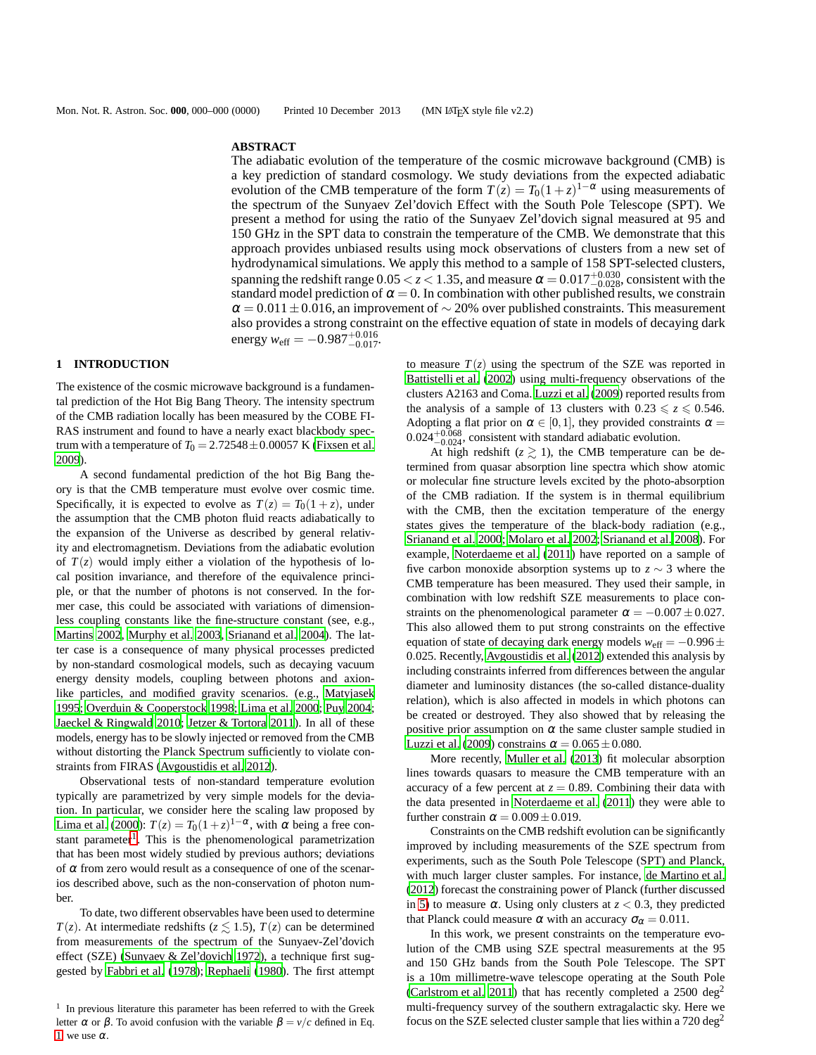## ABSTRACT

The adiabatic evolution of the temperature of the cosmic microwave background (CMB) is a key prediction of standard cosmology. We study deviations from the expected adiabatic evolution of the CMB temperature of the form $T(z) = T_0(1+z)^{1-\alpha}$ using measurements of the spectrum of the Sunyaev Zel'dovich Effect with the South Pole Telescope (SPT). We present a method for using the ratio of the Sunyaev Zel'dovich signal measured at 95 and 150 GHz in the SPT data to constrain the temperature of the CMB. We demonstrate that this approach provides unbiased results using mock observations of clusters from a new set of hydrodynamical simulations. We apply this method to a sample of 158 SPT-selected clusters, spanning the redshift range $0.05 < z < 1.35$, and measure $\alpha = 0.017^{+0.030}_{-0.028}$, consistent with the standard model prediction of $\alpha = 0$. In combination with other published results, we constrain $\alpha = 0.011 \pm 0.016$, an improvement of $\sim 20\%$ over published constraints. This measurement also provides a strong constraint on the effective equation of state in models of decaying dark energy $w_{\rm eff} = -0.987^{+0.016}_{-0.017}$.

## 1 INTRODUCTION

The existence of the cosmic microwave background is a fundamental prediction of the Hot Big Bang Theory. The intensity spectrum of the CMB radiation locally has been measured by the COBE FIRAS instrument and found to have a nearly exact blackbody spectrum with a temperature of $T_0 = 2.72548 \pm 0.00057$ K (Fixsen et al. 2009).

A second fundamental prediction of the hot Big Bang theory is that the CMB temperature must evolve over cosmic time. Specifically, it is expected to evolve as $T(z) = T_0(1+z)$, under the assumption that the CMB photon fluid reacts adiabatically to the expansion of the Universe as described by general relativity and electromagnetism. Deviations from the adiabatic evolution of $T(z)$ would imply either a violation of the hypothesis of local position invariance, and therefore of the equivalence principle, or that the number of photons is not conserved. In the former case, this could be associated with variations of dimensionless coupling constants like the fine-structure constant (see, e.g., Martins 2002, Murphy et al. 2003, Srianand et al. 2004). The latter case is a consequence of many physical processes predicted by non-standard cosmological models, such as decaying vacuum energy density models, coupling between photons and axion-like particles, and modified gravity scenarios. (e.g., Matyjasek 1995; Overduin & Cooperstock 1998; Lima et al. 2000; Puy 2004; Jaeckel & Ringwald 2010; Jetzer & Tortora 2011). In all of these models, energy has to be slowly injected or removed from the CMB without distorting the Planck Spectrum sufficiently to violate constraints from FIRAS (Avgoustidis et al. 2012).

Observational tests of non-standard temperature evolution typically are parametrized by very simple models for the deviation. In particular, we consider here the scaling law proposed by Lima et al. (2000): $T(z) = T_0(1+z)^{1-\alpha}$, with $\alpha$ being a free constant parameter[1]. This is the phenomenological parametrization that has been most widely studied by previous authors; deviations of $\alpha$ from zero would result as a consequence of one of the scenarios described above, such as the non-conservation of photon number.

To date, two different observables have been used to determine $T(z)$. At intermediate redshifts ($z \lesssim 1.5$), $T(z)$ can be determined from measurements of the spectrum of the Sunyaev-Zel'dovich effect (SZE) (Sunyaev & Zel'dovich 1972), a technique first suggested by Fabbri et al. (1978); Rephaeli (1980). The first attempt to measure $T(z)$ using the spectrum of the SZE was reported in Battistelli et al. (2002) using multi-frequency observations of the clusters A2163 and Coma. Luzzi et al. (2009) reported results from the analysis of a sample of 13 clusters with $0.23 \leqslant z \leqslant 0.546$. Adopting a flat prior on $\alpha \in [0,1]$, they provided constraints $\alpha = 0.024^{+0.068}_{-0.024}$, consistent with standard adiabatic evolution.

At high redshift ($z \gtrsim 1$), the CMB temperature can be determined from quasar absorption line spectra which show atomic or molecular fine structure levels excited by the photo-absorption of the CMB radiation. If the system is in thermal equilibrium with the CMB, then the excitation temperature of the energy states gives the temperature of the black-body radiation (e.g., Srianand et al. 2000; Molaro et al. 2002; Srianand et al. 2008). For example, Noterdaeme et al. (2011) have reported on a sample of five carbon monoxide absorption systems up to $z \sim 3$ where the CMB temperature has been measured. They used their sample, in combination with low redshift SZE measurements to place constraints on the phenomenological parameter $\alpha = -0.007 \pm 0.027$. This also allowed them to put strong constraints on the effective equation of state of decaying dark energy models $w_{\rm eff} = -0.996 \pm 0.025$. Recently, Avgoustidis et al. (2012) extended this analysis by including constraints inferred from differences between the angular diameter and luminosity distances (the so-called distance-duality relation), which is also affected in models in which photons can be created or destroyed. They also showed that by releasing the positive prior assumption on $\alpha$ the same cluster sample studied in Luzzi et al. (2009) constrains $\alpha = 0.065 \pm 0.080$.

More recently, Muller et al. (2013) fit molecular absorption lines towards quasars to measure the CMB temperature with an accuracy of a few percent at $z = 0.89$. Combining their data with the data presented in Noterdaeme et al. (2011) they were able to further constrain $\alpha = 0.009 \pm 0.019$.

Constraints on the CMB redshift evolution can be significantly improved by including measurements of the SZE spectrum from experiments, such as the South Pole Telescope (SPT) and Planck, with much larger cluster samples. For instance, de Martino et al. (2012) forecast the constraining power of Planck (further discussed in 5) to measure $\alpha$. Using only clusters at $z < 0.3$, they predicted that Planck could measure $\alpha$ with an accuracy $\sigma_\alpha = 0.011$.

In this work, we present constraints on the temperature evolution of the CMB using SZE spectral measurements at the 95 and 150 GHz bands from the South Pole Telescope. The SPT is a 10m millimetre-wave telescope operating at the South Pole (Carlstrom et al. 2011) that has recently completed a 2500 deg$^2$ multi-frequency survey of the southern extragalactic sky. Here we focus on the SZE selected cluster sample that lies within a 720 deg$^2$

[1] In previous literature this parameter has been referred to with the Greek letter $\alpha$ or $\beta$. To avoid confusion with the variable $\beta = v/c$ defined in Eq. 1 we use $\alpha$.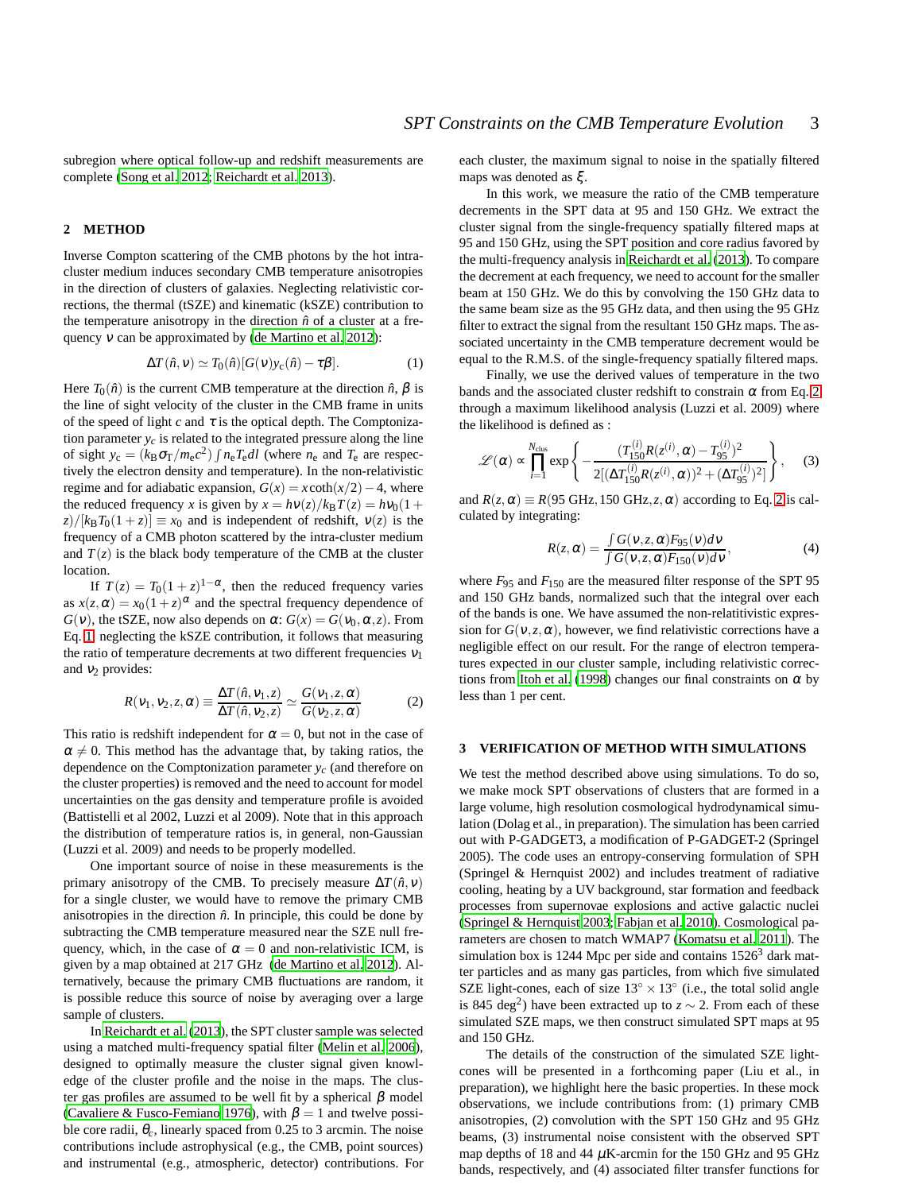subregion where optical follow-up and redshift measurements are complete (Song et al. 2012; Reichardt et al. 2013).

## 2 METHOD

Inverse Compton scattering of the CMB photons by the hot intracluster medium induces secondary CMB temperature anisotropies in the direction of clusters of galaxies. Neglecting relativistic corrections, the thermal (tSZE) and kinematic (kSZE) contribution to the temperature anisotropy in the direction $\hat{n}$ of a cluster at a frequency $\nu$ can be approximated by (de Martino et al. 2012):

$$\Delta T(\hat{n},\nu) \simeq T_0(\hat{n})[G(\nu)y_c(\hat{n}) - \tau\beta]. \tag{1}$$

Here $T_0(\hat{n})$ is the current CMB temperature at the direction $\hat{n}$, $\beta$ is the line of sight velocity of the cluster in the CMB frame in units of the speed of light $c$ and $\tau$ is the optical depth. The Comptonization parameter $y_c$ is related to the integrated pressure along the line of sight $y_c = (k_B\sigma_T/m_e c^2)\int n_e T_e dl$ (where $n_e$ and $T_e$ are respectively the electron density and temperature). In the non-relativistic regime and for adiabatic expansion, $G(x) = x\coth(x/2) - 4$, where the reduced frequency $x$ is given by $x = h\nu(z)/k_B T(z) = h\nu_0(1+z)/[k_B T_0(1+z)] \equiv x_0$ and is independent of redshift, $\nu(z)$ is the frequency of a CMB photon scattered by the intra-cluster medium and $T(z)$ is the black body temperature of the CMB at the cluster location.

If $T(z) = T_0(1+z)^{1-\alpha}$, then the reduced frequency varies as $x(z,\alpha) = x_0(1+z)^{\alpha}$ and the spectral frequency dependence of $G(\nu)$, the tSZE, now also depends on $\alpha$: $G(x) = G(\nu_0,\alpha,z)$. From Eq. 1, neglecting the kSZE contribution, it follows that measuring the ratio of temperature decrements at two different frequencies $\nu_1$ and $\nu_2$ provides:

$$R(\nu_1,\nu_2,z,\alpha) \equiv \frac{\Delta T(\hat{n},\nu_1,z)}{\Delta T(\hat{n},\nu_2,z)} \simeq \frac{G(\nu_1,z,\alpha)}{G(\nu_2,z,\alpha)} \tag{2}$$

This ratio is redshift independent for $\alpha = 0$, but not in the case of $\alpha \neq 0$. This method has the advantage that, by taking ratios, the dependence on the Comptonization parameter $y_c$ (and therefore on the cluster properties) is removed and the need to account for model uncertainties on the gas density and temperature profile is avoided (Battistelli et al 2002, Luzzi et al. 2009). Note that in this approach the distribution of temperature ratios is, in general, non-Gaussian (Luzzi et al. 2009) and needs to be properly modelled.

One important source of noise in these measurements is the primary anisotropy of the CMB. To precisely measure $\Delta T(\hat{n},\nu)$ for a single cluster, we would have to remove the primary CMB anisotropies in the direction $\hat{n}$. In principle, this could be done by subtracting the CMB temperature measured near the SZE null frequency, which, in the case of $\alpha = 0$ and non-relativistic ICM, is given by a map obtained at 217 GHz (de Martino et al. 2012). Alternatively, because the primary CMB fluctuations are random, it is possible reduce this source of noise by averaging over a large sample of clusters.

In Reichardt et al. (2013), the SPT cluster sample was selected using a matched multi-frequency spatial filter (Melin et al. 2006), designed to optimally measure the cluster signal given knowledge of the cluster profile and the noise in the maps. The cluster gas profiles are assumed to be well fit by a spherical $\beta$ model (Cavaliere & Fusco-Femiano 1976), with $\beta = 1$ and twelve possible core radii, $\theta_c$, linearly spaced from 0.25 to 3 arcmin. The noise contributions include astrophysical (e.g., the CMB, point sources) and instrumental (e.g., atmospheric, detector) contributions. For each cluster, the maximum signal to noise in the spatially filtered maps was denoted as $\xi$.

In this work, we measure the ratio of the CMB temperature decrements in the SPT data at 95 and 150 GHz. We extract the cluster signal from the single-frequency spatially filtered maps at 95 and 150 GHz, using the SPT position and core radius favored by the multi-frequency analysis in Reichardt et al. (2013). To compare the decrement at each frequency, we need to account for the smaller beam at 150 GHz. We do this by convolving the 150 GHz data to the same beam size as the 95 GHz data, and then using the 95 GHz filter to extract the signal from the resultant 150 GHz maps. The associated uncertainty in the CMB temperature decrement would be equal to the R.M.S. of the single-frequency spatially filtered maps.

Finally, we use the derived values of temperature in the two bands and the associated cluster redshift to constrain $\alpha$ from Eq. 2 through a maximum likelihood analysis (Luzzi et al. 2009) where the likelihood is defined as :

$$\mathscr{L}(\alpha) \propto \prod_{i=1}^{N_{\rm clus}} \exp\left\{ -\frac{(T_{150}^{(i)}R(z^{(i)},\alpha) - T_{95}^{(i)})^2}{2[(\Delta T_{150}^{(i)}R(z^{(i)},\alpha))^2 + (\Delta T_{95}^{(i)})^2]} \right\}, \tag{3}$$

and $R(z,\alpha) \equiv R(95\text{ GHz}, 150\text{ GHz}, z, \alpha)$ according to Eq. 2 is calculated by integrating:

$$R(z,\alpha) = \frac{\int G(\nu,z,\alpha)F_{95}(\nu)d\nu}{\int G(\nu,z,\alpha)F_{150}(\nu)d\nu}, \tag{4}$$

where $F_{95}$ and $F_{150}$ are the measured filter response of the SPT 95 and 150 GHz bands, normalized such that the integral over each of the bands is one. We have assumed the non-relatitivistic expression for $G(\nu,z,\alpha)$, however, we find relativistic corrections have a negligible effect on our result. For the range of electron temperatures expected in our cluster sample, including relativistic corrections from Itoh et al. (1998) changes our final constraints on $\alpha$ by less than 1 per cent.

## 3 VERIFICATION OF METHOD WITH SIMULATIONS

We test the method described above using simulations. To do so, we make mock SPT observations of clusters that are formed in a large volume, high resolution cosmological hydrodynamical simulation (Dolag et al., in preparation). The simulation has been carried out with P-GADGET3, a modification of P-GADGET-2 (Springel 2005). The code uses an entropy-conserving formulation of SPH (Springel & Hernquist 2002) and includes treatment of radiative cooling, heating by a UV background, star formation and feedback processes from supernovae explosions and active galactic nuclei (Springel & Hernquist 2003; Fabjan et al. 2010). Cosmological parameters are chosen to match WMAP7 (Komatsu et al. 2011). The simulation box is 1244 Mpc per side and contains $1526^3$ dark matter particles and as many gas particles, from which five simulated SZE light-cones, each of size $13^\circ \times 13^\circ$ (i.e., the total solid angle is 845 deg$^2$) have been extracted up to $z \sim 2$. From each of these simulated SZE maps, we then construct simulated SPT maps at 95 and 150 GHz.

The details of the construction of the simulated SZE light-cones will be presented in a forthcoming paper (Liu et al., in preparation), we highlight here the basic properties. In these mock observations, we include contributions from: (1) primary CMB anisotropies, (2) convolution with the SPT 150 GHz and 95 GHz beams, (3) instrumental noise consistent with the observed SPT map depths of 18 and 44 $\mu$K-arcmin for the 150 GHz and 95 GHz bands, respectively, and (4) associated filter transfer functions for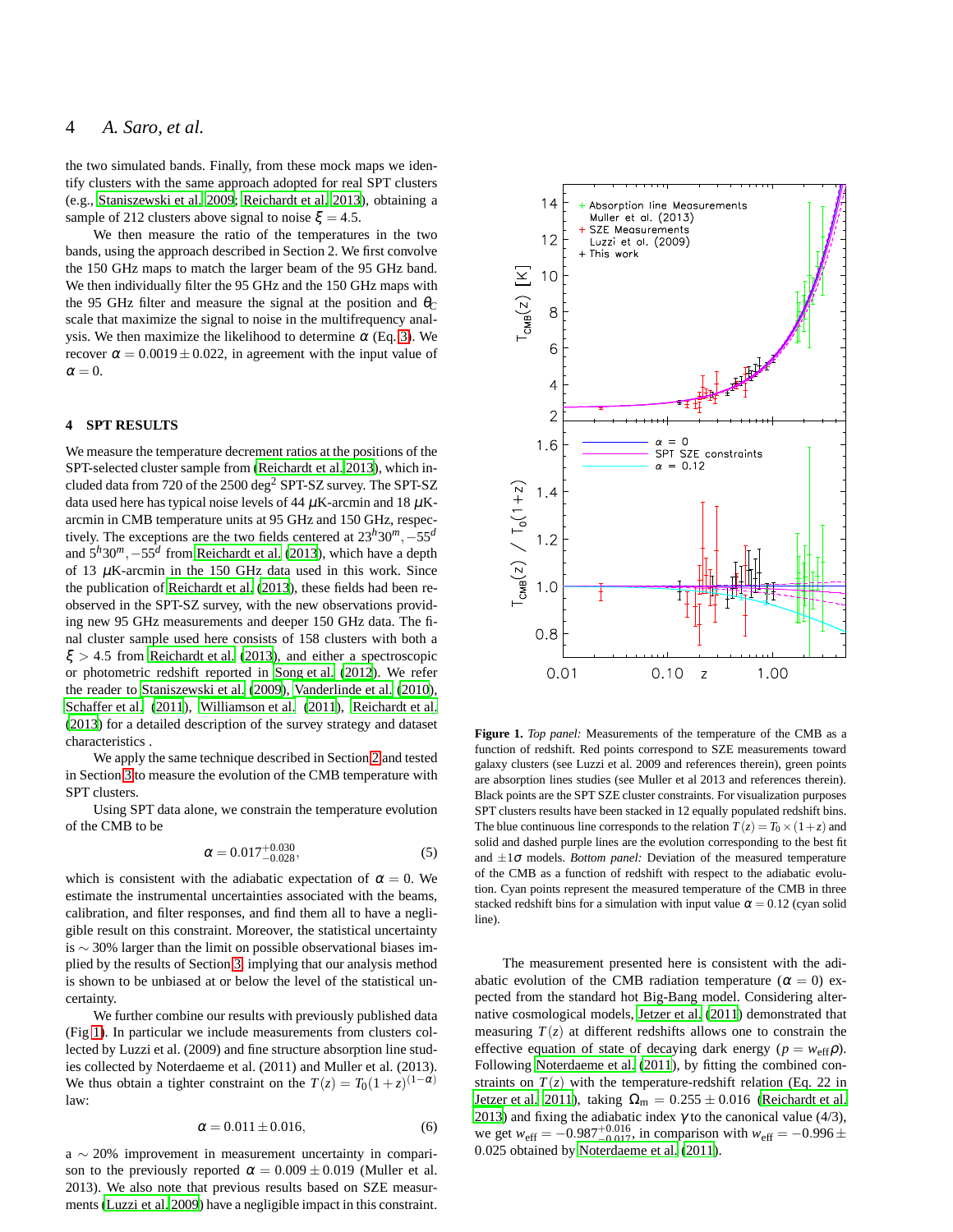the two simulated bands. Finally, from these mock maps we identify clusters with the same approach adopted for real SPT clusters (e.g., Staniszewski et al. 2009; Reichardt et al. 2013), obtaining a sample of 212 clusters above signal to noise $\xi = 4.5$.

We then measure the ratio of the temperatures in the two bands, using the approach described in Section 2. We first convolve the 150 GHz maps to match the larger beam of the 95 GHz band. We then individually filter the 95 GHz and the 150 GHz maps with the 95 GHz filter and measure the signal at the position and $\theta_C$ scale that maximize the signal to noise in the multifrequency analysis. We then maximize the likelihood to determine $\alpha$ (Eq. 3). We recover $\alpha = 0.0019 \pm 0.022$, in agreement with the input value of $\alpha = 0$.

## 4 SPT RESULTS

We measure the temperature decrement ratios at the positions of the SPT-selected cluster sample from (Reichardt et al. 2013), which included data from 720 of the 2500 deg$^2$ SPT-SZ survey. The SPT-SZ data used here has typical noise levels of 44 $\mu$K-arcmin and 18 $\mu$K-arcmin in CMB temperature units at 95 GHz and 150 GHz, respectively. The exceptions are the two fields centered at $23^h30^m, -55^d$ and $5^h30^m, -55^d$ from Reichardt et al. (2013), which have a depth of 13 $\mu$K-arcmin in the 150 GHz data used in this work. Since the publication of Reichardt et al. (2013), these fields had been reobserved in the SPT-SZ survey, with the new observations providing new 95 GHz measurements and deeper 150 GHz data. The final cluster sample used here consists of 158 clusters with both a $\xi > 4.5$ from Reichardt et al. (2013), and either a spectroscopic or photometric redshift reported in Song et al. (2012). We refer the reader to Staniszewski et al. (2009), Vanderlinde et al. (2010), Schaffer et al. (2011), Williamson et al. (2011), Reichardt et al. (2013) for a detailed description of the survey strategy and dataset characteristics .

We apply the same technique described in Section 2 and tested in Section 3 to measure the evolution of the CMB temperature with SPT clusters.

Using SPT data alone, we constrain the temperature evolution of the CMB to be

$$\alpha = 0.017^{+0.030}_{-0.028}, \tag{5}$$

which is consistent with the adiabatic expectation of $\alpha = 0$. We estimate the instrumental uncertainties associated with the beams, calibration, and filter responses, and find them all to have a negligible result on this constraint. Moreover, the statistical uncertainty is $\sim 30\%$ larger than the limit on possible observational biases implied by the results of Section 3, implying that our analysis method is shown to be unbiased at or below the level of the statistical uncertainty.

We further combine our results with previously published data (Fig 1). In particular we include measurements from clusters collected by Luzzi et al. (2009) and fine structure absorption line studies collected by Noterdaeme et al. (2011) and Muller et al. (2013). We thus obtain a tighter constraint on the $T(z) = T_0(1+z)^{(1-\alpha)}$ law:

$$\alpha = 0.011 \pm 0.016, \tag{6}$$

a $\sim 20\%$ improvement in measurement uncertainty in comparison to the previously reported $\alpha = 0.009 \pm 0.019$ (Muller et al. 2013). We also note that previous results based on SZE measurements (Luzzi et al. 2009) have a negligible impact in this constraint.

**Figure 1.** *Top panel:* Measurements of the temperature of the CMB as a function of redshift. Red points correspond to SZE measurements toward galaxy clusters (see Luzzi et al. 2009 and references therein), green points are absorption lines studies (see Muller et al 2013 and references therein). Black points are the SPT SZE cluster constraints. For visualization purposes SPT clusters results have been stacked in 12 equally populated redshift bins. The blue continuous line corresponds to the relation $T(z) = T_0 \times (1+z)$ and solid and dashed purple lines are the evolution corresponding to the best fit and $\pm 1\sigma$ models. *Bottom panel:* Deviation of the measured temperature of the CMB as a function of redshift with respect to the adiabatic evolution. Cyan points represent the measured temperature of the CMB in three stacked redshift bins for a simulation with input value $\alpha = 0.12$ (cyan solid line).

The measurement presented here is consistent with the adiabatic evolution of the CMB radiation temperature ($\alpha = 0$) expected from the standard hot Big-Bang model. Considering alternative cosmological models, Jetzer et al. (2011) demonstrated that measuring $T(z)$ at different redshifts allows one to constrain the effective equation of state of decaying dark energy ($p = w_{\rm eff}\rho$). Following Noterdaeme et al. (2011), by fitting the combined constraints on $T(z)$ with the temperature-redshift relation (Eq. 22 in Jetzer et al. 2011), taking $\Omega_{\rm m} = 0.255 \pm 0.016$ (Reichardt et al. 2013) and fixing the adiabatic index $\gamma$ to the canonical value (4/3), we get $w_{\rm eff} = -0.987^{+0.016}_{-0.017}$, in comparison with $w_{\rm eff} = -0.996 \pm 0.025$ obtained by Noterdaeme et al. (2011).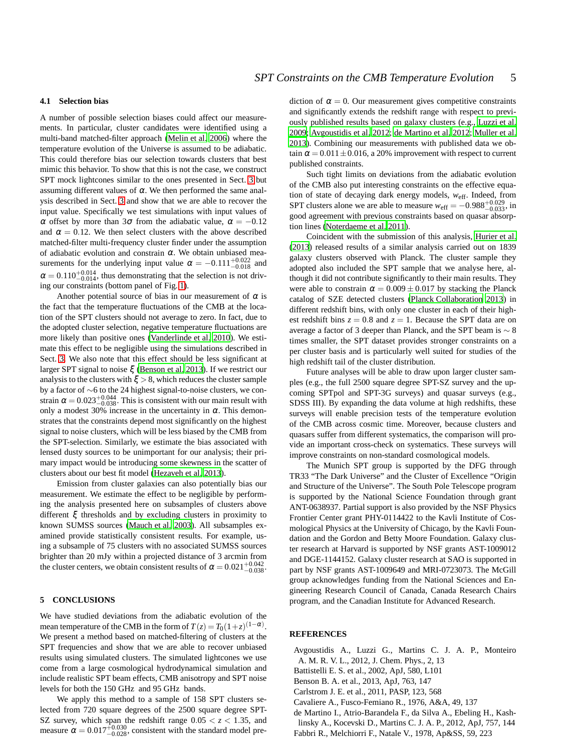### 4.1 Selection bias

A number of possible selection biases could affect our measurements. In particular, cluster candidates were identified using a multi-band matched-filter approach (Melin et al. 2006) where the temperature evolution of the Universe is assumed to be adiabatic. This could therefore bias our selection towards clusters that best mimic this behavior. To show that this is not the case, we construct SPT mock lightcones similar to the ones presented in Sect. 3 but assuming different values of $\alpha$. We then performed the same analysis described in Sect. 3 and show that we are able to recover the input value. Specifically we test simulations with input values of $\alpha$ offset by more than $3\sigma$ from the adiabatic value, $\alpha = -0.12$ and $\alpha = 0.12$. We then select clusters with the above described matched-filter multi-frequency cluster finder under the assumption of adiabatic evolution and constrain $\alpha$. We obtain unbiased measurements for the underlying input value $\alpha = -0.111^{+0.022}_{-0.018}$ and $\alpha = 0.110^{+0.014}_{-0.014}$, thus demonstrating that the selection is not driving our constraints (bottom panel of Fig. 1).

Another potential source of bias in our measurement of $\alpha$ is the fact that the temperature fluctuations of the CMB at the location of the SPT clusters should not average to zero. In fact, due to the adopted cluster selection, negative temperature fluctuations are more likely than positive ones (Vanderlinde et al. 2010). We estimate this effect to be negligible using the simulations described in Sect. 3. We also note that this effect should be less significant at larger SPT signal to noise $\xi$ (Benson et al. 2013). If we restrict our analysis to the clusters with $\xi > 8$, which reduces the cluster sample by a factor of $\sim$6 to the 24 highest signal-to-noise clusters, we constrain $\alpha = 0.023^{+0.044}_{-0.038}$. This is consistent with our main result with only a modest 30% increase in the uncertainty in $\alpha$. This demonstrates that the constraints depend most significantly on the highest signal to noise clusters, which will be less biased by the CMB from the SPT-selection. Similarly, we estimate the bias associated with lensed dusty sources to be unimportant for our analysis; their primary impact would be introducing some skewness in the scatter of clusters about our best fit model (Hezaveh et al. 2013).

Emission from cluster galaxies can also potentially bias our measurement. We estimate the effect to be negligible by performing the analysis presented here on subsamples of clusters above different $\xi$ thresholds and by excluding clusters in proximity to known SUMSS sources (Mauch et al. 2003). All subsamples examined provide statistically consistent results. For example, using a subsample of 75 clusters with no associated SUMSS sources brighter than 20 mJy within a projected distance of 3 arcmin from the cluster centers, we obtain consistent results of $\alpha = 0.021^{+0.042}_{-0.038}$.

## 5 CONCLUSIONS

We have studied deviations from the adiabatic evolution of the mean temperature of the CMB in the form of $T(z) = T_0(1+z)^{(1-\alpha)}$. We present a method based on matched-filtering of clusters at the SPT frequencies and show that we are able to recover unbiased results using simulated clusters. The simulated lightcones we use come from a large cosmological hydrodynamical simulation and include realistic SPT beam effects, CMB anisotropy and SPT noise levels for both the 150 GHz and 95 GHz bands.

We apply this method to a sample of 158 SPT clusters selected from 720 square degrees of the 2500 square degree SPT-SZ survey, which span the redshift range $0.05 < z < 1.35$, and measure $\alpha = 0.017^{+0.030}_{-0.028}$, consistent with the standard model prediction of $\alpha = 0$. Our measurement gives competitive constraints and significantly extends the redshift range with respect to previously published results based on galaxy clusters (e.g., Luzzi et al. 2009; Avgoustidis et al. 2012; de Martino et al. 2012; Muller et al. 2013). Combining our measurements with published data we obtain $\alpha = 0.011 \pm 0.016$, a 20% improvement with respect to current published constraints.

Such tight limits on deviations from the adiabatic evolution of the CMB also put interesting constraints on the effective equation of state of decaying dark energy models, $w_{\rm eff}$. Indeed, from SPT clusters alone we are able to measure $w_{\rm eff} = -0.988^{+0.029}_{-0.033}$, in good agreement with previous constraints based on quasar absorption lines (Noterdaeme et al. 2011).

Coincident with the submission of this analysis, Hurier et al. (2013) released results of a similar analysis carried out on 1839 galaxy clusters observed with Planck. The cluster sample they adopted also included the SPT sample that we analyse here, although it did not contribute significantly to their main results. They were able to constrain $\alpha = 0.009 \pm 0.017$ by stacking the Planck catalog of SZE detected clusters (Planck Collaboration 2013) in different redshift bins, with only one cluster in each of their highest redshift bins $z = 0.8$ and $z = 1$. Because the SPT data are on average a factor of 3 deeper than Planck, and the SPT beam is $\sim 8$ times smaller, the SPT dataset provides stronger constraints on a per cluster basis and is particularly well suited for studies of the high redshift tail of the cluster distribution.

Future analyses will be able to draw upon larger cluster samples (e.g., the full 2500 square degree SPT-SZ survey and the upcoming SPTpol and SPT-3G surveys) and quasar surveys (e.g., SDSS III). By expanding the data volume at high redshifts, these surveys will enable precision tests of the temperature evolution of the CMB across cosmic time. Moreover, because clusters and quasars suffer from different systematics, the comparison will provide an important cross-check on systematics. These surveys will improve constraints on non-standard cosmological models.

The Munich SPT group is supported by the DFG through TR33 "The Dark Universe" and the Cluster of Excellence "Origin and Structure of the Universe". The South Pole Telescope program is supported by the National Science Foundation through grant ANT-0638937. Partial support is also provided by the NSF Physics Frontier Center grant PHY-0114422 to the Kavli Institute of Cosmological Physics at the University of Chicago, by the Kavli Foundation and the Gordon and Betty Moore Foundation. Galaxy cluster research at Harvard is supported by NSF grants AST-1009012 and DGE-1144152. Galaxy cluster research at SAO is supported in part by NSF grants AST-1009649 and MRI-0723073. The McGill group acknowledges funding from the National Sciences and Engineering Research Council of Canada, Canada Research Chairs program, and the Canadian Institute for Advanced Research.

## REFERENCES

Avgoustidis A., Luzzi G., Martins C. J. A. P., Monteiro A. M. R. V. L., 2012, J. Chem. Phys., 2, 13

Battistelli E. S. et al., 2002, ApJ, 580, L101

Benson B. A. et al., 2013, ApJ, 763, 147

Carlstrom J. E. et al., 2011, PASP, 123, 568

Cavaliere A., Fusco-Femiano R., 1976, A&A, 49, 137

de Martino I., Atrio-Barandela F., da Silva A., Ebeling H., Kashlinsky A., Kocevski D., Martins C. J. A. P., 2012, ApJ, 757, 144

Fabbri R., Melchiorri F., Natale V., 1978, Ap&SS, 59, 223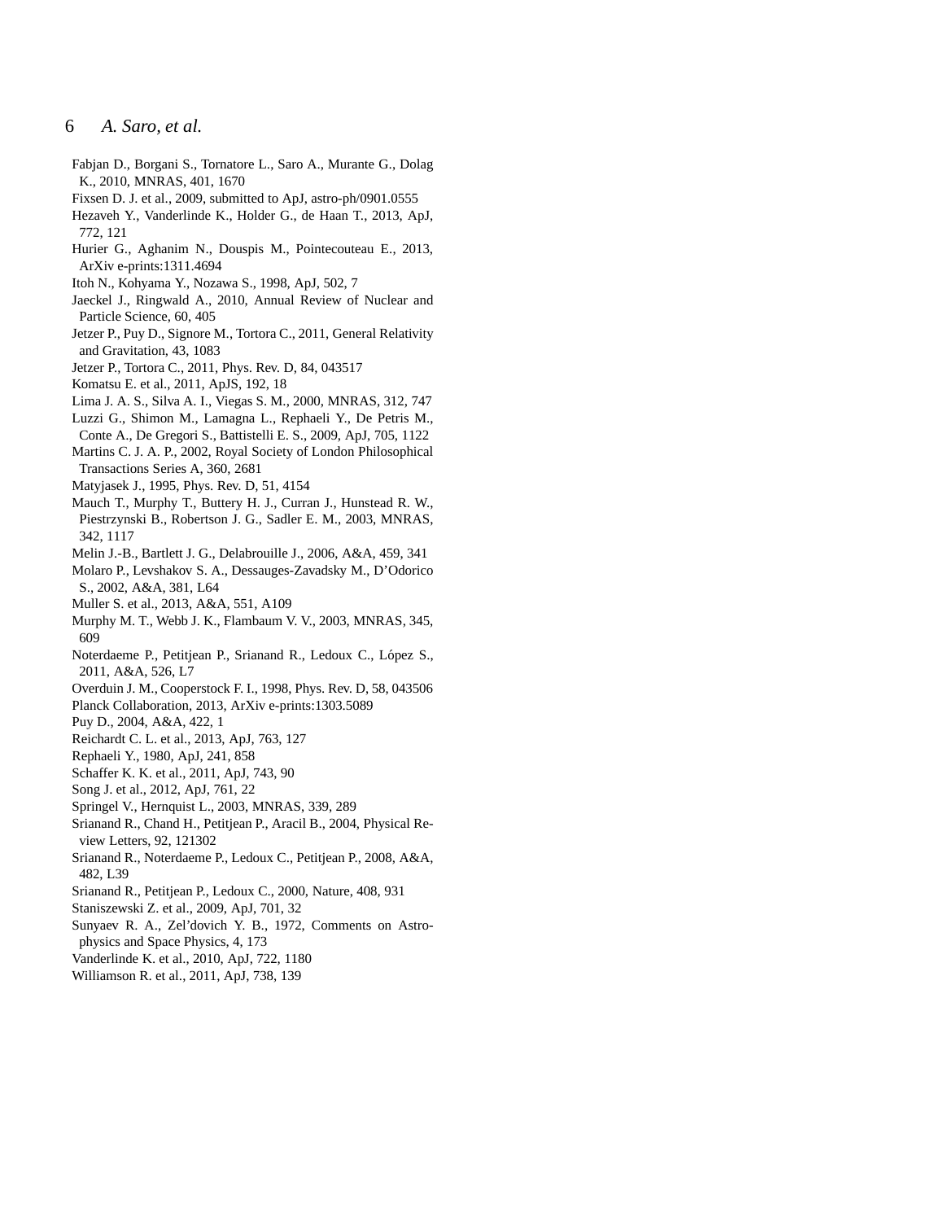Fabjan D., Borgani S., Tornatore L., Saro A., Murante G., Dolag K., 2010, MNRAS, 401, 1670

Fixsen D. J. et al., 2009, submitted to ApJ, astro-ph/0901.0555

Hezaveh Y., Vanderlinde K., Holder G., de Haan T., 2013, ApJ, 772, 121

Hurier G., Aghanim N., Douspis M., Pointecouteau E., 2013, ArXiv e-prints:1311.4694

Itoh N., Kohyama Y., Nozawa S., 1998, ApJ, 502, 7

Jaeckel J., Ringwald A., 2010, Annual Review of Nuclear and Particle Science, 60, 405

Jetzer P., Puy D., Signore M., Tortora C., 2011, General Relativity and Gravitation, 43, 1083

Jetzer P., Tortora C., 2011, Phys. Rev. D, 84, 043517

Komatsu E. et al., 2011, ApJS, 192, 18

Lima J. A. S., Silva A. I., Viegas S. M., 2000, MNRAS, 312, 747

Luzzi G., Shimon M., Lamagna L., Rephaeli Y., De Petris M., Conte A., De Gregori S., Battistelli E. S., 2009, ApJ, 705, 1122

Martins C. J. A. P., 2002, Royal Society of London Philosophical Transactions Series A, 360, 2681

Matyjasek J., 1995, Phys. Rev. D, 51, 4154

Mauch T., Murphy T., Buttery H. J., Curran J., Hunstead R. W., Piestrzynski B., Robertson J. G., Sadler E. M., 2003, MNRAS, 342, 1117

Melin J.-B., Bartlett J. G., Delabrouille J., 2006, A&A, 459, 341

Molaro P., Levshakov S. A., Dessauges-Zavadsky M., D'Odorico S., 2002, A&A, 381, L64

Muller S. et al., 2013, A&A, 551, A109

Murphy M. T., Webb J. K., Flambaum V. V., 2003, MNRAS, 345, 609

Noterdaeme P., Petitjean P., Srianand R., Ledoux C., López S., 2011, A&A, 526, L7

Overduin J. M., Cooperstock F. I., 1998, Phys. Rev. D, 58, 043506

Planck Collaboration, 2013, ArXiv e-prints:1303.5089

Puy D., 2004, A&A, 422, 1

Reichardt C. L. et al., 2013, ApJ, 763, 127

Rephaeli Y., 1980, ApJ, 241, 858

Schaffer K. K. et al., 2011, ApJ, 743, 90

Song J. et al., 2012, ApJ, 761, 22

Springel V., Hernquist L., 2003, MNRAS, 339, 289

Srianand R., Chand H., Petitjean P., Aracil B., 2004, Physical Review Letters, 92, 121302

Srianand R., Noterdaeme P., Ledoux C., Petitjean P., 2008, A&A, 482, L39

Srianand R., Petitjean P., Ledoux C., 2000, Nature, 408, 931

Staniszewski Z. et al., 2009, ApJ, 701, 32

Sunyaev R. A., Zel'dovich Y. B., 1972, Comments on Astrophysics and Space Physics, 4, 173

Vanderlinde K. et al., 2010, ApJ, 722, 1180

Williamson R. et al., 2011, ApJ, 738, 139